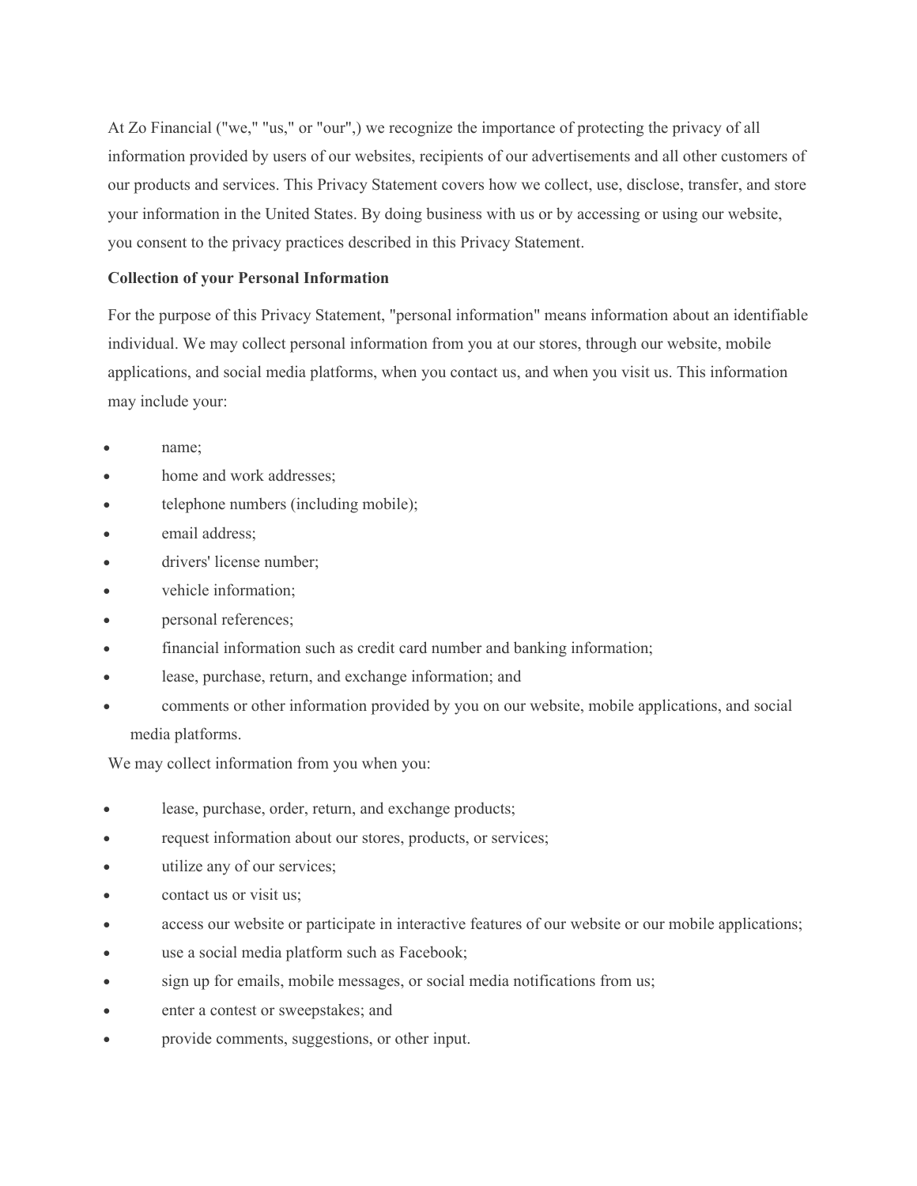At Zo Financial ("we," "us," or "our",) we recognize the importance of protecting the privacy of all information provided by users of our websites, recipients of our advertisements and all other customers of our products and services. This Privacy Statement covers how we collect, use, disclose, transfer, and store your information in the United States. By doing business with us or by accessing or using our website, you consent to the privacy practices described in this Privacy Statement.

**Collection of your Personal Information**

For the purpose of this Privacy Statement, "personal information" means information about an identifiable individual. We may collect personal information from you at our stores, through our website, mobile applications, and social media platforms, when you contact us, and when you visit us. This information may include your:

- name;
- home and work addresses;
- telephone numbers (including mobile);
- email address;
- drivers' license number;
- vehicle information;
- personal references;
- financial information such as credit card number and banking information;
- lease, purchase, return, and exchange information; and
- comments or other information provided by you on our website, mobile applications, and social media platforms.

We may collect information from you when you:

- lease, purchase, order, return, and exchange products;
- request information about our stores, products, or services;
- utilize any of our services;
- contact us or visit us;
- access our website or participate in interactive features of our website or our mobile applications;
- use a social media platform such as Facebook;
- sign up for emails, mobile messages, or social media notifications from us;
- enter a contest or sweepstakes; and
- provide comments, suggestions, or other input.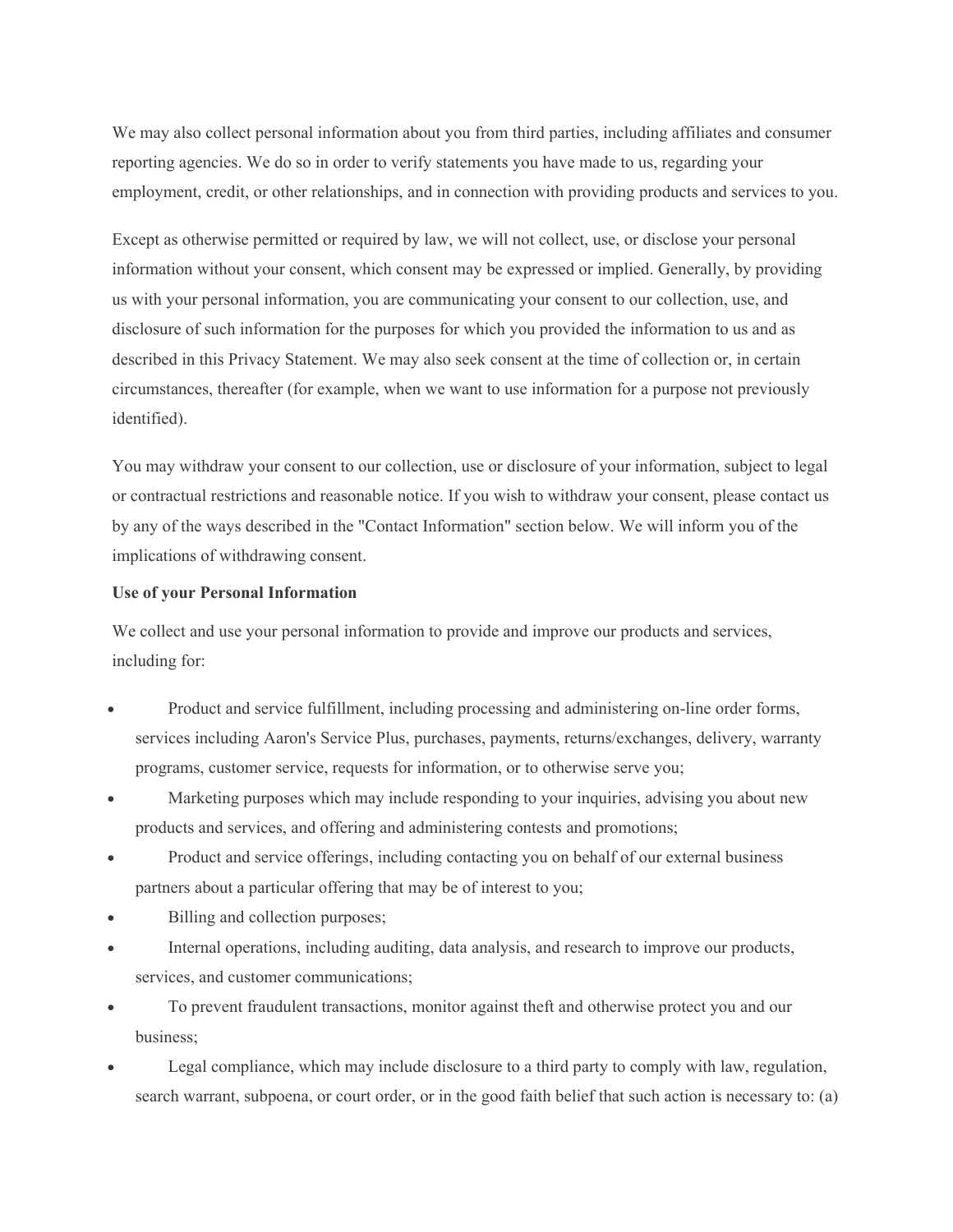We may also collect personal information about you from third parties, including affiliates and consumer reporting agencies. We do so in order to verify statements you have made to us, regarding your employment, credit, or other relationships, and in connection with providing products and services to you.

Except as otherwise permitted or required by law, we will not collect, use, or disclose your personal information without your consent, which consent may be expressed or implied. Generally, by providing us with your personal information, you are communicating your consent to our collection, use, and disclosure of such information for the purposes for which you provided the information to us and as described in this Privacy Statement. We may also seek consent at the time of collection or, in certain circumstances, thereafter (for example, when we want to use information for a purpose not previously identified).

You may withdraw your consent to our collection, use or disclosure of your information, subject to legal or contractual restrictions and reasonable notice. If you wish to withdraw your consent, please contact us by any of the ways described in the "Contact Information" section below. We will inform you of the implications of withdrawing consent.

**Use of your Personal Information**

We collect and use your personal information to provide and improve our products and services, including for:

- Product and service fulfillment, including processing and administering on-line order forms, services including Aaron's Service Plus, purchases, payments, returns/exchanges, delivery, warranty programs, customer service, requests for information, or to otherwise serve you;
- Marketing purposes which may include responding to your inquiries, advising you about new products and services, and offering and administering contests and promotions;
- Product and service offerings, including contacting you on behalf of our external business partners about a particular offering that may be of interest to you;
- Billing and collection purposes;
- Internal operations, including auditing, data analysis, and research to improve our products, services, and customer communications;
- To prevent fraudulent transactions, monitor against theft and otherwise protect you and our business;
- Legal compliance, which may include disclosure to a third party to comply with law, regulation, search warrant, subpoena, or court order, or in the good faith belief that such action is necessary to: (a)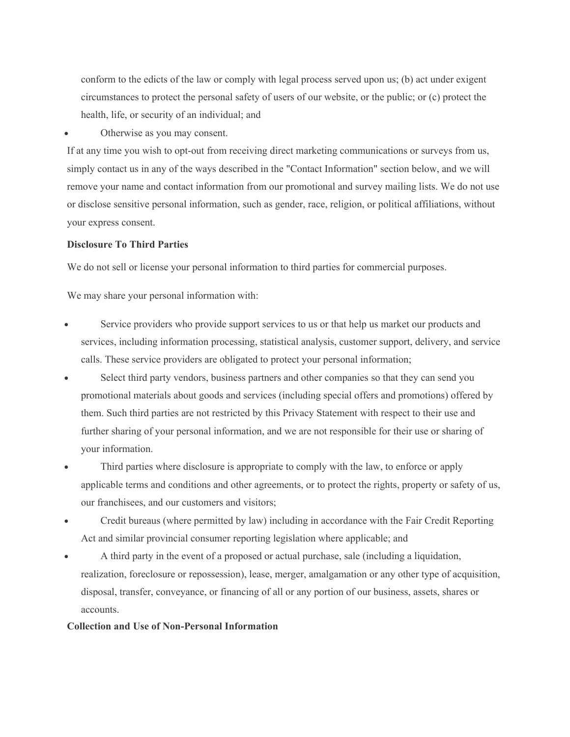conform to the edicts of the law or comply with legal process served upon us; (b) act under exigent circumstances to protect the personal safety of users of our website, or the public; or (c) protect the health, life, or security of an individual; and

- Otherwise as you may consent.

If at any time you wish to opt-out from receiving direct marketing communications or surveys from us, simply contact us in any of the ways described in the "Contact Information" section below, and we will remove your name and contact information from our promotional and survey mailing lists. We do not use or disclose sensitive personal information, such as gender, race, religion, or political affiliations, without your express consent.

**Disclosure To Third Parties**

We do not sell or license your personal information to third parties for commercial purposes.

We may share your personal information with:

- Service providers who provide support services to us or that help us market our products and services, including information processing, statistical analysis, customer support, delivery, and service calls. These service providers are obligated to protect your personal information;
- Select third party vendors, business partners and other companies so that they can send you promotional materials about goods and services (including special offers and promotions) offered by them. Such third parties are not restricted by this Privacy Statement with respect to their use and further sharing of your personal information, and we are not responsible for their use or sharing of your information.
- Third parties where disclosure is appropriate to comply with the law, to enforce or apply applicable terms and conditions and other agreements, or to protect the rights, property or safety of us, our franchisees, and our customers and visitors;
- Credit bureaus (where permitted by law) including in accordance with the Fair Credit Reporting Act and similar provincial consumer reporting legislation where applicable; and
- A third party in the event of a proposed or actual purchase, sale (including a liquidation, realization, foreclosure or repossession), lease, merger, amalgamation or any other type of acquisition, disposal, transfer, conveyance, or financing of all or any portion of our business, assets, shares or accounts.

**Collection and Use of Non-Personal Information**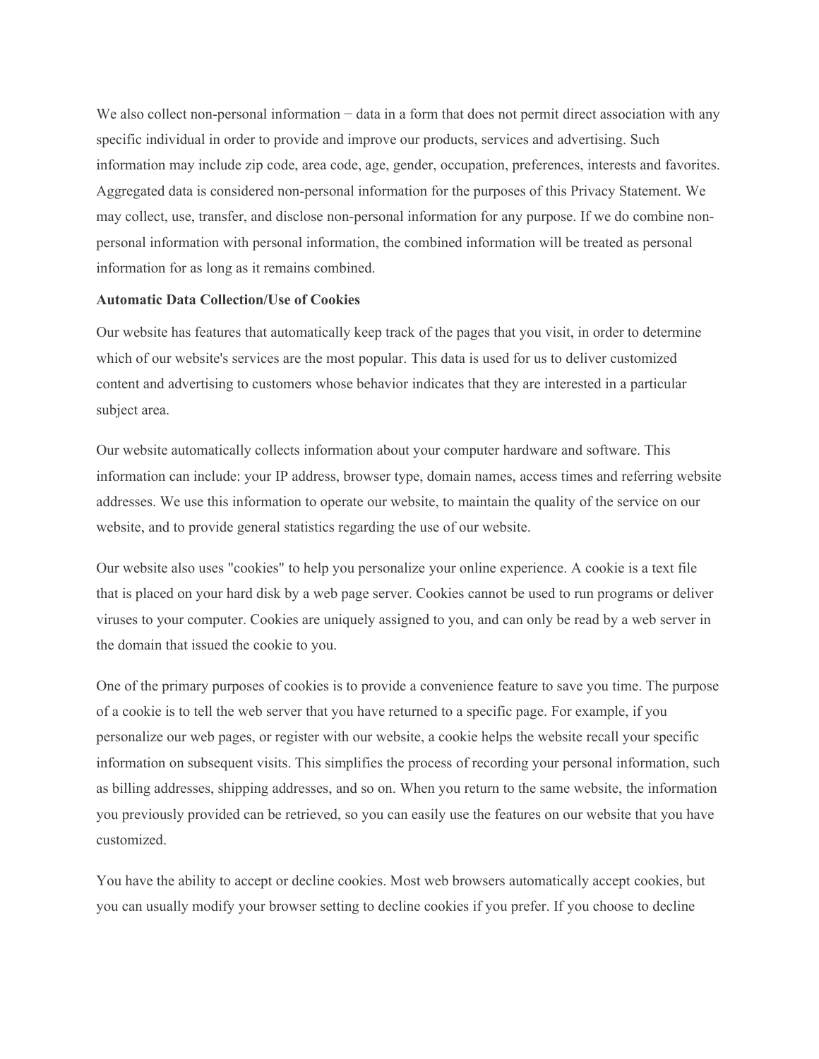We also collect non-personal information − data in a form that does not permit direct association with any specific individual in order to provide and improve our products, services and advertising. Such information may include zip code, area code, age, gender, occupation, preferences, interests and favorites. Aggregated data is considered non-personal information for the purposes of this Privacy Statement. We may collect, use, transfer, and disclose non-personal information for any purpose. If we do combine non-personal information with personal information, the combined information will be treated as personal information for as long as it remains combined.

**Automatic Data Collection/Use of Cookies**

Our website has features that automatically keep track of the pages that you visit, in order to determine which of our website's services are the most popular. This data is used for us to deliver customized content and advertising to customers whose behavior indicates that they are interested in a particular subject area.

Our website automatically collects information about your computer hardware and software. This information can include: your IP address, browser type, domain names, access times and referring website addresses. We use this information to operate our website, to maintain the quality of the service on our website, and to provide general statistics regarding the use of our website.

Our website also uses "cookies" to help you personalize your online experience. A cookie is a text file that is placed on your hard disk by a web page server. Cookies cannot be used to run programs or deliver viruses to your computer. Cookies are uniquely assigned to you, and can only be read by a web server in the domain that issued the cookie to you.

One of the primary purposes of cookies is to provide a convenience feature to save you time. The purpose of a cookie is to tell the web server that you have returned to a specific page. For example, if you personalize our web pages, or register with our website, a cookie helps the website recall your specific information on subsequent visits. This simplifies the process of recording your personal information, such as billing addresses, shipping addresses, and so on. When you return to the same website, the information you previously provided can be retrieved, so you can easily use the features on our website that you have customized.

You have the ability to accept or decline cookies. Most web browsers automatically accept cookies, but you can usually modify your browser setting to decline cookies if you prefer. If you choose to decline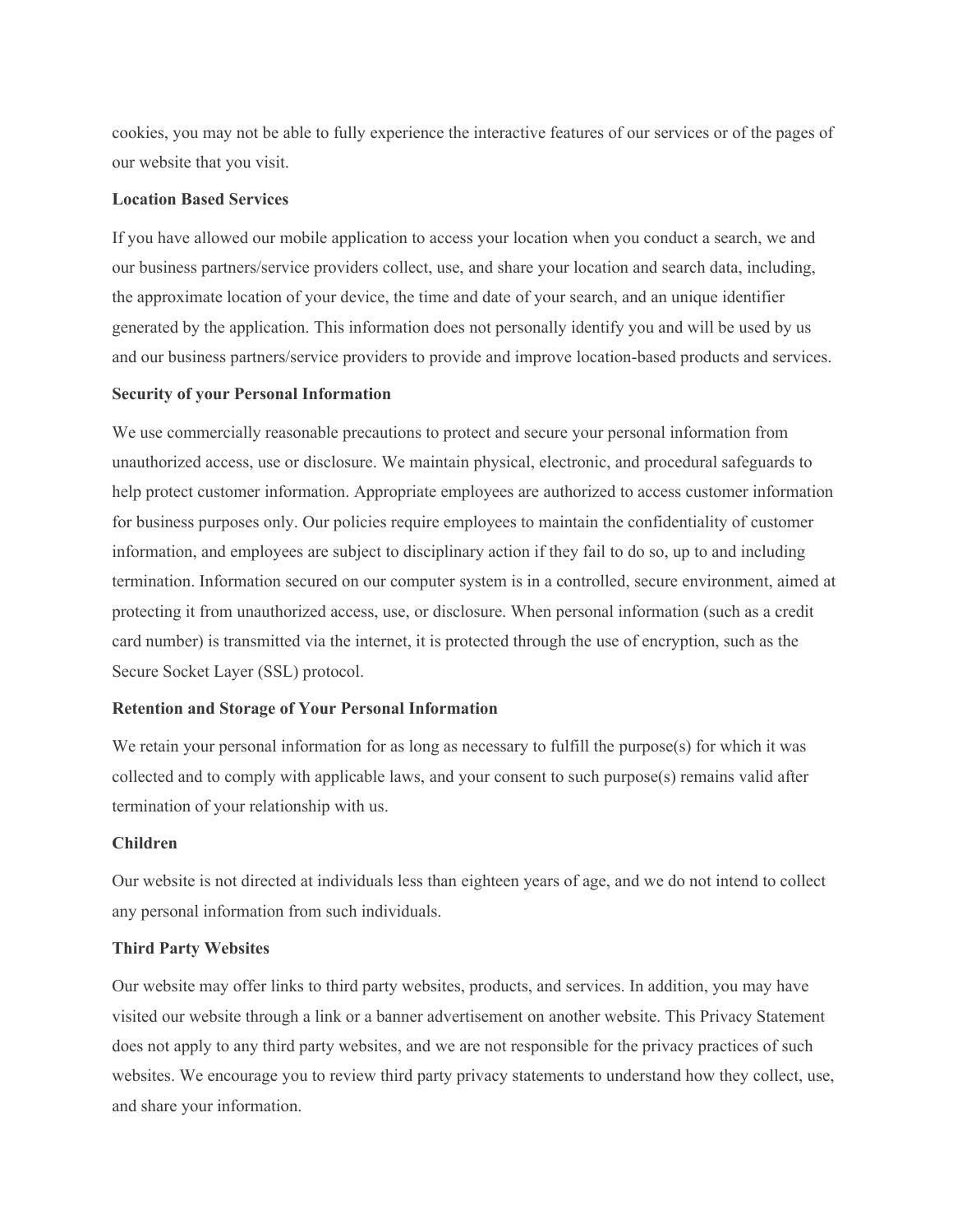cookies, you may not be able to fully experience the interactive features of our services or of the pages of our website that you visit.

**Location Based Services**

If you have allowed our mobile application to access your location when you conduct a search, we and our business partners/service providers collect, use, and share your location and search data, including, the approximate location of your device, the time and date of your search, and an unique identifier generated by the application. This information does not personally identify you and will be used by us and our business partners/service providers to provide and improve location-based products and services.

**Security of your Personal Information**

We use commercially reasonable precautions to protect and secure your personal information from unauthorized access, use or disclosure. We maintain physical, electronic, and procedural safeguards to help protect customer information. Appropriate employees are authorized to access customer information for business purposes only. Our policies require employees to maintain the confidentiality of customer information, and employees are subject to disciplinary action if they fail to do so, up to and including termination. Information secured on our computer system is in a controlled, secure environment, aimed at protecting it from unauthorized access, use, or disclosure. When personal information (such as a credit card number) is transmitted via the internet, it is protected through the use of encryption, such as the Secure Socket Layer (SSL) protocol.

**Retention and Storage of Your Personal Information**

We retain your personal information for as long as necessary to fulfill the purpose(s) for which it was collected and to comply with applicable laws, and your consent to such purpose(s) remains valid after termination of your relationship with us.

**Children**

Our website is not directed at individuals less than eighteen years of age, and we do not intend to collect any personal information from such individuals.

**Third Party Websites**

Our website may offer links to third party websites, products, and services. In addition, you may have visited our website through a link or a banner advertisement on another website. This Privacy Statement does not apply to any third party websites, and we are not responsible for the privacy practices of such websites. We encourage you to review third party privacy statements to understand how they collect, use, and share your information.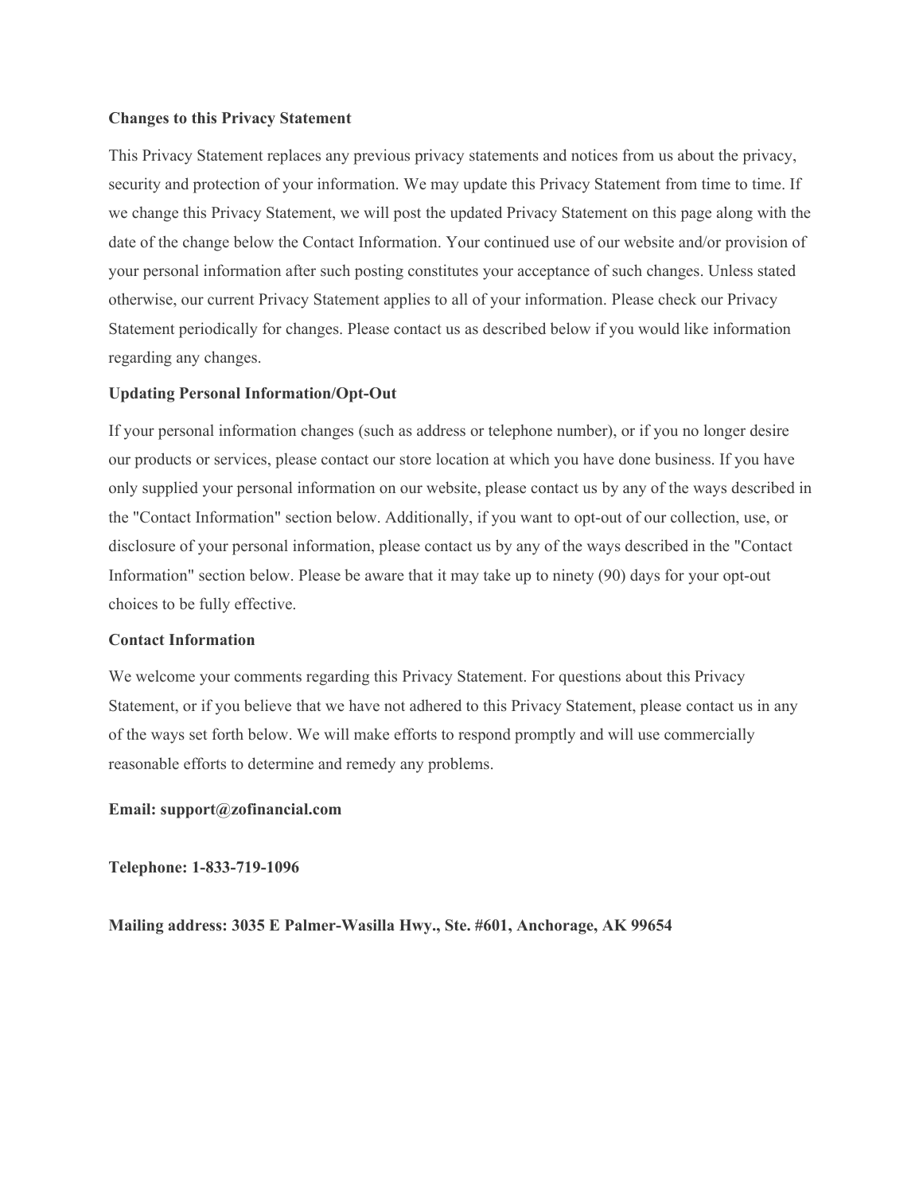**Changes to this Privacy Statement**

This Privacy Statement replaces any previous privacy statements and notices from us about the privacy, security and protection of your information. We may update this Privacy Statement from time to time. If we change this Privacy Statement, we will post the updated Privacy Statement on this page along with the date of the change below the Contact Information. Your continued use of our website and/or provision of your personal information after such posting constitutes your acceptance of such changes. Unless stated otherwise, our current Privacy Statement applies to all of your information. Please check our Privacy Statement periodically for changes. Please contact us as described below if you would like information regarding any changes.

**Updating Personal Information/Opt-Out**

If your personal information changes (such as address or telephone number), or if you no longer desire our products or services, please contact our store location at which you have done business. If you have only supplied your personal information on our website, please contact us by any of the ways described in the "Contact Information" section below. Additionally, if you want to opt-out of our collection, use, or disclosure of your personal information, please contact us by any of the ways described in the "Contact Information" section below. Please be aware that it may take up to ninety (90) days for your opt-out choices to be fully effective.

**Contact Information**

We welcome your comments regarding this Privacy Statement. For questions about this Privacy Statement, or if you believe that we have not adhered to this Privacy Statement, please contact us in any of the ways set forth below. We will make efforts to respond promptly and will use commercially reasonable efforts to determine and remedy any problems.

**Email: support@zofinancial.com**

**Telephone: 1-833-719-1096**

**Mailing address: 3035 E Palmer-Wasilla Hwy., Ste. #601, Anchorage, AK 99654**